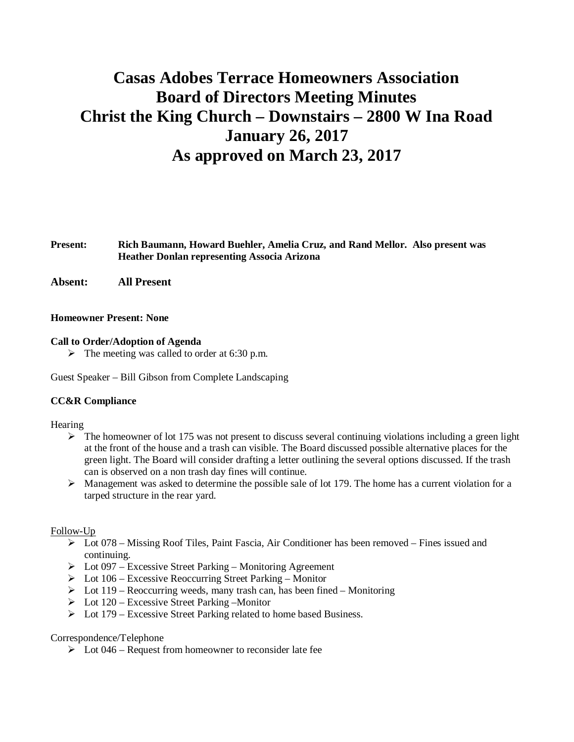# Casas Adobes Terrace Homeowners Association
# Board of Directors Meeting Minutes
# Christ the King Church – Downstairs – 2800 W Ina Road
# January 26, 2017
# As approved on March 23, 2017

**Present:** **Rich Baumann, Howard Buehler, Amelia Cruz, and Rand Mellor. Also present was Heather Donlan representing Associa Arizona**

**Absent:** **All Present**

**Homeowner Present: None**

**Call to Order/Adoption of Agenda**

- The meeting was called to order at 6:30 p.m.

Guest Speaker – Bill Gibson from Complete Landscaping

**CC&R Compliance**

Hearing

- The homeowner of lot 175 was not present to discuss several continuing violations including a green light at the front of the house and a trash can visible. The Board discussed possible alternative places for the green light. The Board will consider drafting a letter outlining the several options discussed. If the trash can is observed on a non trash day fines will continue.
- Management was asked to determine the possible sale of lot 179. The home has a current violation for a tarped structure in the rear yard.

Follow-Up

- Lot 078 – Missing Roof Tiles, Paint Fascia, Air Conditioner has been removed – Fines issued and continuing.
- Lot 097 – Excessive Street Parking – Monitoring Agreement
- Lot 106 – Excessive Reoccurring Street Parking – Monitor
- Lot 119 – Reoccurring weeds, many trash can, has been fined – Monitoring
- Lot 120 – Excessive Street Parking –Monitor
- Lot 179 – Excessive Street Parking related to home based Business.

Correspondence/Telephone

- Lot 046 – Request from homeowner to reconsider late fee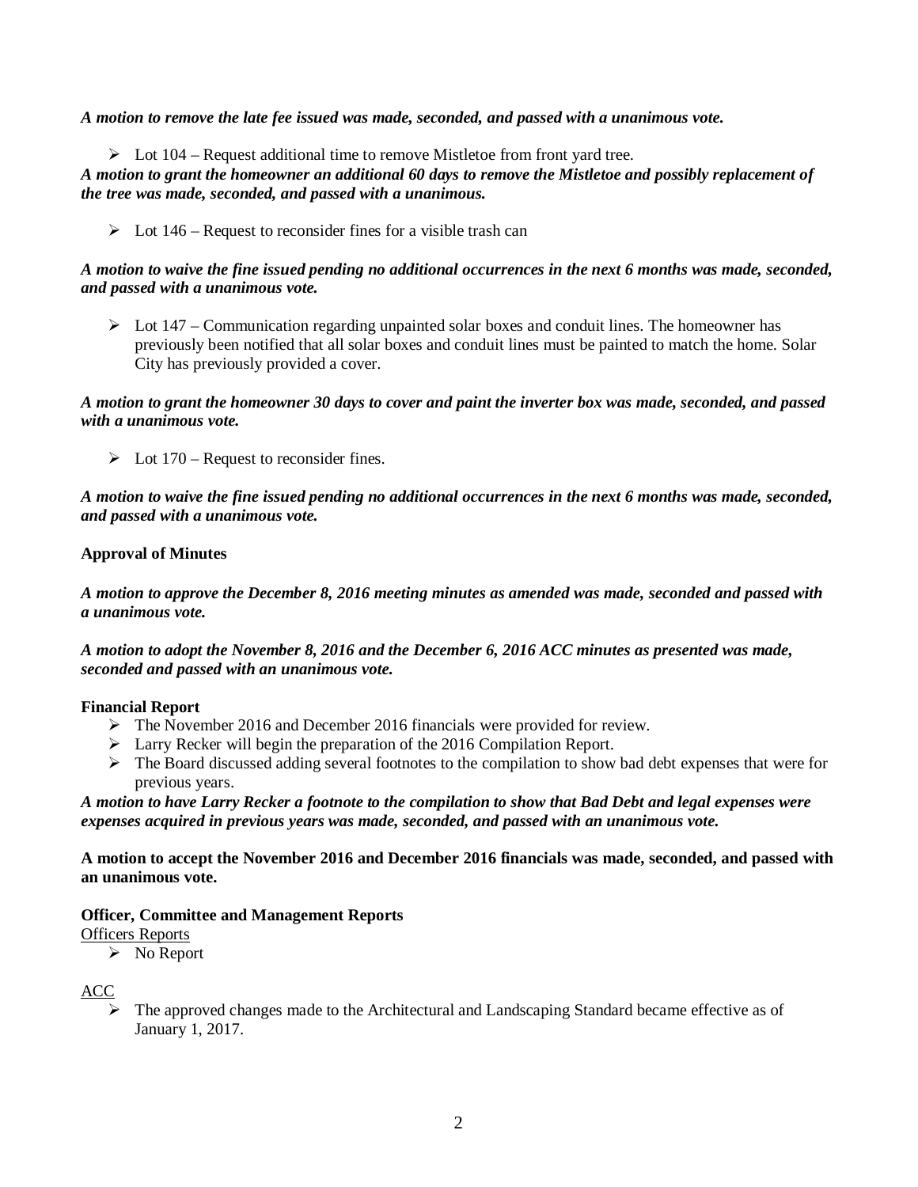***A motion to remove the late fee issued was made, seconded, and passed with a unanimous vote.***

- Lot 104 – Request additional time to remove Mistletoe from front yard tree.

***A motion to grant the homeowner an additional 60 days to remove the Mistletoe and possibly replacement of the tree was made, seconded, and passed with a unanimous.***

- Lot 146 – Request to reconsider fines for a visible trash can

***A motion to waive the fine issued pending no additional occurrences in the next 6 months was made, seconded, and passed with a unanimous vote.***

- Lot 147 – Communication regarding unpainted solar boxes and conduit lines. The homeowner has previously been notified that all solar boxes and conduit lines must be painted to match the home. Solar City has previously provided a cover.

***A motion to grant the homeowner 30 days to cover and paint the inverter box was made, seconded, and passed with a unanimous vote.***

- Lot 170 – Request to reconsider fines.

***A motion to waive the fine issued pending no additional occurrences in the next 6 months was made, seconded, and passed with a unanimous vote.***

**Approval of Minutes**

***A motion to approve the December 8, 2016 meeting minutes as amended was made, seconded and passed with a unanimous vote.***

***A motion to adopt the November 8, 2016 and the December 6, 2016 ACC minutes as presented was made, seconded and passed with an unanimous vote.***

**Financial Report**

- The November 2016 and December 2016 financials were provided for review.
- Larry Recker will begin the preparation of the 2016 Compilation Report.
- The Board discussed adding several footnotes to the compilation to show bad debt expenses that were for previous years.

***A motion to have Larry Recker a footnote to the compilation to show that Bad Debt and legal expenses were expenses acquired in previous years was made, seconded, and passed with an unanimous vote.***

**A motion to accept the November 2016 and December 2016 financials was made, seconded, and passed with an unanimous vote.**

**Officer, Committee and Management Reports**

Officers Reports

- No Report

ACC

- The approved changes made to the Architectural and Landscaping Standard became effective as of January 1, 2017.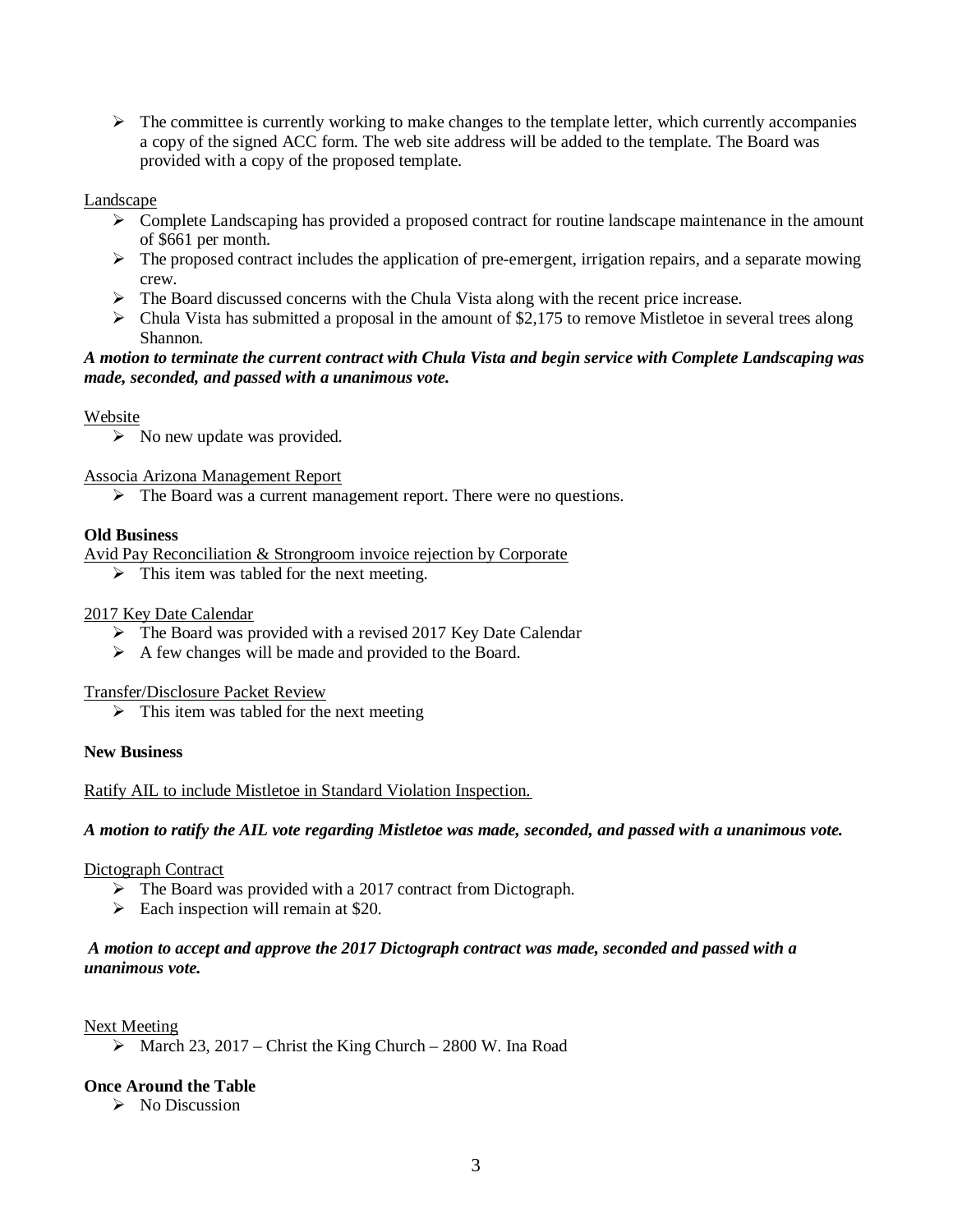- The committee is currently working to make changes to the template letter, which currently accompanies a copy of the signed ACC form. The web site address will be added to the template. The Board was provided with a copy of the proposed template.

Landscape

- Complete Landscaping has provided a proposed contract for routine landscape maintenance in the amount of $661 per month.
- The proposed contract includes the application of pre-emergent, irrigation repairs, and a separate mowing crew.
- The Board discussed concerns with the Chula Vista along with the recent price increase.
- Chula Vista has submitted a proposal in the amount of $2,175 to remove Mistletoe in several trees along Shannon.

***A motion to terminate the current contract with Chula Vista and begin service with Complete Landscaping was made, seconded, and passed with a unanimous vote.***

Website

- No new update was provided.

Associa Arizona Management Report

- The Board was a current management report. There were no questions.

**Old Business**

Avid Pay Reconciliation & Strongroom invoice rejection by Corporate

- This item was tabled for the next meeting.

2017 Key Date Calendar

- The Board was provided with a revised 2017 Key Date Calendar
- A few changes will be made and provided to the Board.

Transfer/Disclosure Packet Review

- This item was tabled for the next meeting

**New Business**

Ratify AIL to include Mistletoe in Standard Violation Inspection.

***A motion to ratify the AIL vote regarding Mistletoe was made, seconded, and passed with a unanimous vote.***

Dictograph Contract

- The Board was provided with a 2017 contract from Dictograph.
- Each inspection will remain at $20.

***A motion to accept and approve the 2017 Dictograph contract was made, seconded and passed with a unanimous vote.***

Next Meeting

- March 23, 2017 – Christ the King Church – 2800 W. Ina Road

**Once Around the Table**

- No Discussion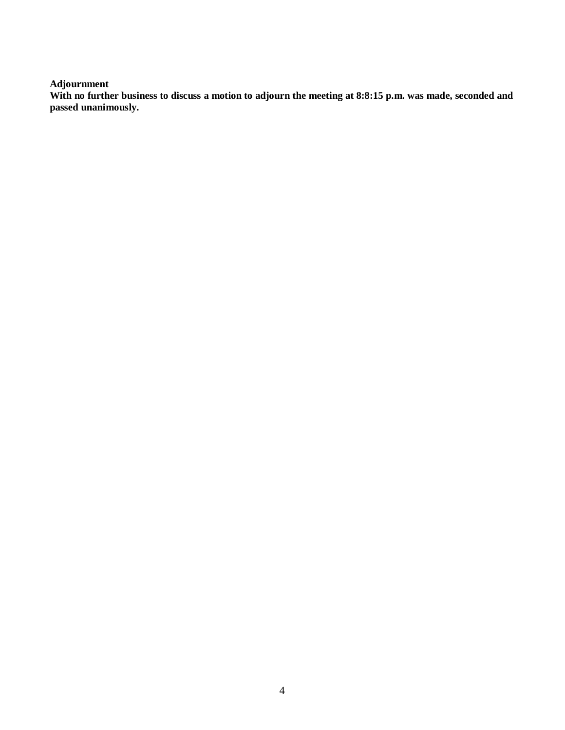**Adjournment**
**With no further business to discuss a motion to adjourn the meeting at 8:8:15 p.m. was made, seconded and passed unanimously.**